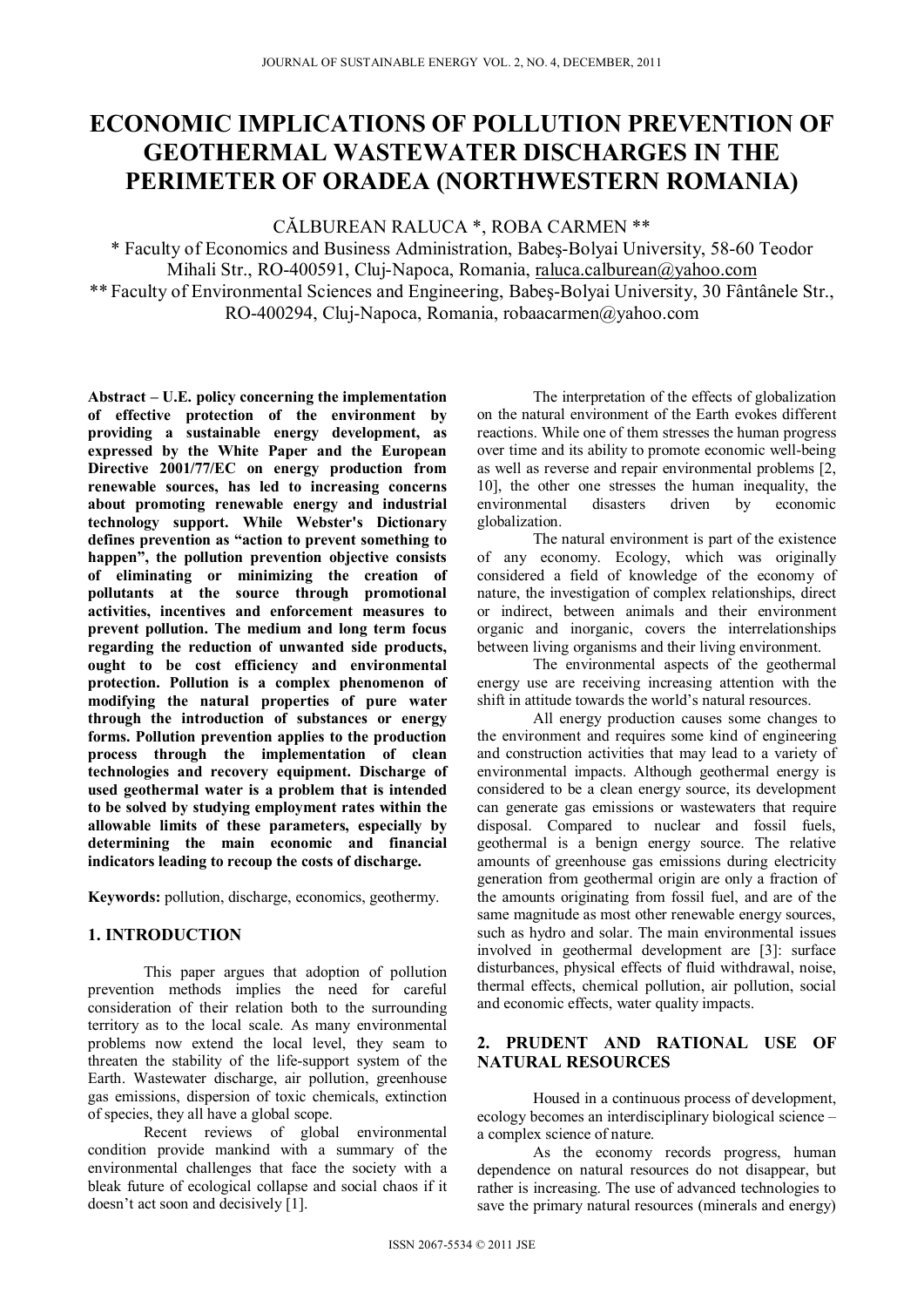# ECONOMIC IMPLICATIONS OF POLLUTION PREVENTION OF GEOTHERMAL WASTEWATER DISCHARGES IN THE PERIMETER OF ORADEA (NORTHWESTERN ROMANIA)

CĂLBUREAN RALUCA *, ROBA CARMEN **

\* Faculty of Economics and Business Administration, Babeş-Bolyai University, 58-60 Teodor Mihali Str., RO-400591, Cluj-Napoca, Romania, raluca.calburean@yahoo.com

\** Faculty of Environmental Sciences and Engineering, Babeş-Bolyai University, 30 Fântânele Str., RO-400294, Cluj-Napoca, Romania, robaacarmen@yahoo.com

**Abstract – U.E. policy concerning the implementation of effective protection of the environment by providing a sustainable energy development, as expressed by the White Paper and the European Directive 2001/77/EC on energy production from renewable sources, has led to increasing concerns about promoting renewable energy and industrial technology support. While Webster's Dictionary defines prevention as "action to prevent something to happen", the pollution prevention objective consists of eliminating or minimizing the creation of pollutants at the source through promotional activities, incentives and enforcement measures to prevent pollution. The medium and long term focus regarding the reduction of unwanted side products, ought to be cost efficiency and environmental protection. Pollution is a complex phenomenon of modifying the natural properties of pure water through the introduction of substances or energy forms. Pollution prevention applies to the production process through the implementation of clean technologies and recovery equipment. Discharge of used geothermal water is a problem that is intended to be solved by studying employment rates within the allowable limits of these parameters, especially by determining the main economic and financial indicators leading to recoup the costs of discharge.**

**Keywords:** pollution, discharge, economics, geothermy.

## 1. INTRODUCTION

This paper argues that adoption of pollution prevention methods implies the need for careful consideration of their relation both to the surrounding territory as to the local scale. As many environmental problems now extend the local level, they seam to threaten the stability of the life-support system of the Earth. Wastewater discharge, air pollution, greenhouse gas emissions, dispersion of toxic chemicals, extinction of species, they all have a global scope.

Recent reviews of global environmental condition provide mankind with a summary of the environmental challenges that face the society with a bleak future of ecological collapse and social chaos if it doesn't act soon and decisively [1].

The interpretation of the effects of globalization on the natural environment of the Earth evokes different reactions. While one of them stresses the human progress over time and its ability to promote economic well-being as well as reverse and repair environmental problems [2, 10], the other one stresses the human inequality, the environmental disasters driven by economic globalization.

The natural environment is part of the existence of any economy. Ecology, which was originally considered a field of knowledge of the economy of nature, the investigation of complex relationships, direct or indirect, between animals and their environment organic and inorganic, covers the interrelationships between living organisms and their living environment.

The environmental aspects of the geothermal energy use are receiving increasing attention with the shift in attitude towards the world's natural resources.

All energy production causes some changes to the environment and requires some kind of engineering and construction activities that may lead to a variety of environmental impacts. Although geothermal energy is considered to be a clean energy source, its development can generate gas emissions or wastewaters that require disposal. Compared to nuclear and fossil fuels, geothermal is a benign energy source. The relative amounts of greenhouse gas emissions during electricity generation from geothermal origin are only a fraction of the amounts originating from fossil fuel, and are of the same magnitude as most other renewable energy sources, such as hydro and solar. The main environmental issues involved in geothermal development are [3]: surface disturbances, physical effects of fluid withdrawal, noise, thermal effects, chemical pollution, air pollution, social and economic effects, water quality impacts.

## 2. PRUDENT AND RATIONAL USE OF NATURAL RESOURCES

Housed in a continuous process of development, ecology becomes an interdisciplinary biological science – a complex science of nature.

As the economy records progress, human dependence on natural resources do not disappear, but rather is increasing. The use of advanced technologies to save the primary natural resources (minerals and energy)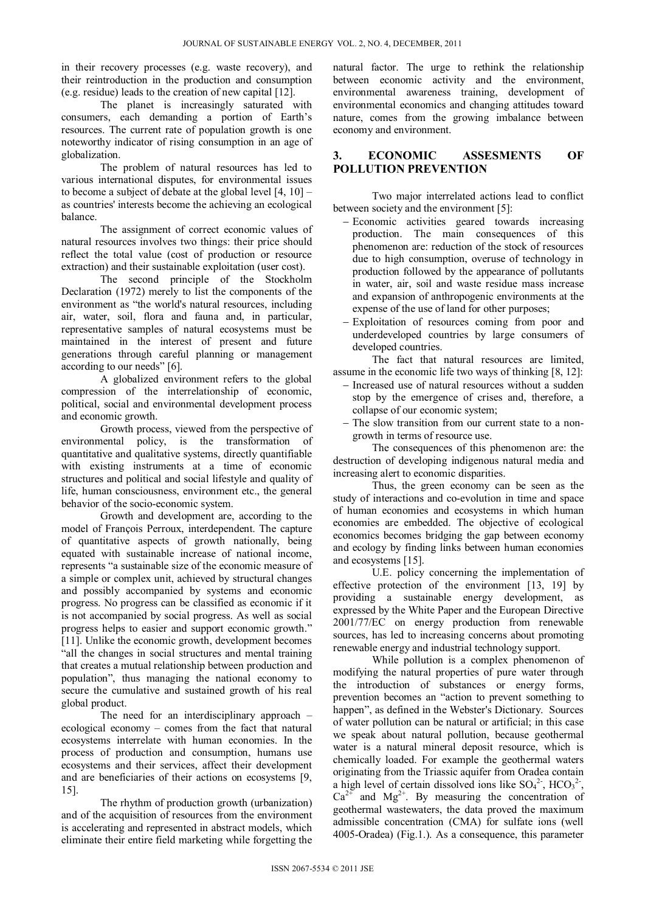in their recovery processes (e.g. waste recovery), and their reintroduction in the production and consumption (e.g. residue) leads to the creation of new capital [12].

The planet is increasingly saturated with consumers, each demanding a portion of Earth's resources. The current rate of population growth is one noteworthy indicator of rising consumption in an age of globalization.

The problem of natural resources has led to various international disputes, for environmental issues to become a subject of debate at the global level [4, 10] – as countries' interests become the achieving an ecological balance.

The assignment of correct economic values of natural resources involves two things: their price should reflect the total value (cost of production or resource extraction) and their sustainable exploitation (user cost).

The second principle of the Stockholm Declaration (1972) merely to list the components of the environment as "the world's natural resources, including air, water, soil, flora and fauna and, in particular, representative samples of natural ecosystems must be maintained in the interest of present and future generations through careful planning or management according to our needs" [6].

A globalized environment refers to the global compression of the interrelationship of economic, political, social and environmental development process and economic growth.

Growth process, viewed from the perspective of environmental policy, is the transformation of quantitative and qualitative systems, directly quantifiable with existing instruments at a time of economic structures and political and social lifestyle and quality of life, human consciousness, environment etc., the general behavior of the socio-economic system.

Growth and development are, according to the model of François Perroux, interdependent. The capture of quantitative aspects of growth nationally, being equated with sustainable increase of national income, represents "a sustainable size of the economic measure of a simple or complex unit, achieved by structural changes and possibly accompanied by systems and economic progress. No progress can be classified as economic if it is not accompanied by social progress. As well as social progress helps to easier and support economic growth." [11]. Unlike the economic growth, development becomes "all the changes in social structures and mental training that creates a mutual relationship between production and population", thus managing the national economy to secure the cumulative and sustained growth of his real global product.

The need for an interdisciplinary approach – ecological economy – comes from the fact that natural ecosystems interrelate with human economies. In the process of production and consumption, humans use ecosystems and their services, affect their development and are beneficiaries of their actions on ecosystems [9, 15].

The rhythm of production growth (urbanization) and of the acquisition of resources from the environment is accelerating and represented in abstract models, which eliminate their entire field marketing while forgetting the natural factor. The urge to rethink the relationship between economic activity and the environment, environmental awareness training, development of environmental economics and changing attitudes toward nature, comes from the growing imbalance between economy and environment.

## 3. ECONOMIC ASSESMENTS OF POLLUTION PREVENTION

Two major interrelated actions lead to conflict between society and the environment [5]:

- Economic activities geared towards increasing production. The main consequences of this phenomenon are: reduction of the stock of resources due to high consumption, overuse of technology in production followed by the appearance of pollutants in water, air, soil and waste residue mass increase and expansion of anthropogenic environments at the expense of the use of land for other purposes;
- Exploitation of resources coming from poor and underdeveloped countries by large consumers of developed countries.

The fact that natural resources are limited, assume in the economic life two ways of thinking [8, 12]:

- Increased use of natural resources without a sudden stop by the emergence of crises and, therefore, a collapse of our economic system;
- The slow transition from our current state to a non-growth in terms of resource use.

The consequences of this phenomenon are: the destruction of developing indigenous natural media and increasing alert to economic disparities.

Thus, the green economy can be seen as the study of interactions and co-evolution in time and space of human economies and ecosystems in which human economies are embedded. The objective of ecological economics becomes bridging the gap between economy and ecology by finding links between human economies and ecosystems [15].

U.E. policy concerning the implementation of effective protection of the environment [13, 19] by providing a sustainable energy development, as expressed by the White Paper and the European Directive 2001/77/EC on energy production from renewable sources, has led to increasing concerns about promoting renewable energy and industrial technology support.

While pollution is a complex phenomenon of modifying the natural properties of pure water through the introduction of substances or energy forms, prevention becomes an "action to prevent something to happen", as defined in the Webster's Dictionary. Sources of water pollution can be natural or artificial; in this case we speak about natural pollution, because geothermal water is a natural mineral deposit resource, which is chemically loaded. For example the geothermal waters originating from the Triassic aquifer from Oradea contain a high level of certain dissolved ions like $SO_4^{2-}$, $HCO_3^{2-}$, $Ca^{2+}$ and $Mg^{2+}$. By measuring the concentration of geothermal wastewaters, the data proved the maximum admissible concentration (CMA) for sulfate ions (well 4005-Oradea) (Fig.1.). As a consequence, this parameter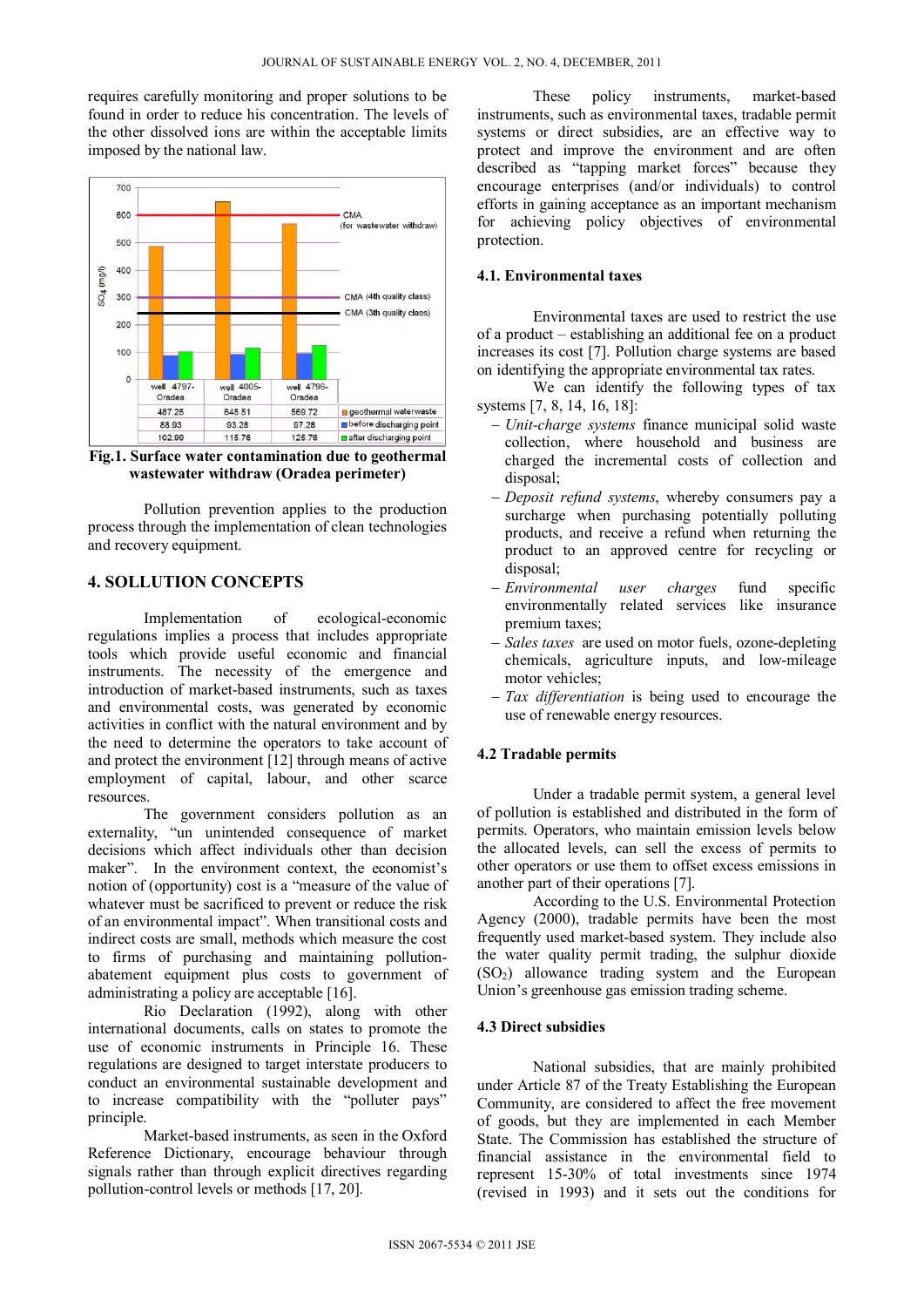requires carefully monitoring and proper solutions to be found in order to reduce his concentration. The levels of the other dissolved ions are within the acceptable limits imposed by the national law.

700
600
500
400
300
200
100
0
$SO_4$ (mg/l)
CMA (for wastewater withdraw)
CMA (4th quality class)
CMA (3th quality class)
well 4797-Oradea
well 4005-Oradea
well 4796-Oradea
487.25 648.51 569.72 geothermal waterwaste
88.93 93.28 97.28 before discharging point
102.99 115.76 126.76 after discharging point

**Fig.1. Surface water contamination due to geothermal wastewater withdraw (Oradea perimeter)**

Pollution prevention applies to the production process through the implementation of clean technologies and recovery equipment.

## 4. SOLLUTION CONCEPTS

Implementation of ecological-economic regulations implies a process that includes appropriate tools which provide useful economic and financial instruments. The necessity of the emergence and introduction of market-based instruments, such as taxes and environmental costs, was generated by economic activities in conflict with the natural environment and by the need to determine the operators to take account of and protect the environment [12] through means of active employment of capital, labour, and other scarce resources.

The government considers pollution as an externality, "un unintended consequence of market decisions which affect individuals other than decision maker". In the environment context, the economist's notion of (opportunity) cost is a "measure of the value of whatever must be sacrificed to prevent or reduce the risk of an environmental impact". When transitional costs and indirect costs are small, methods which measure the cost to firms of purchasing and maintaining pollution-abatement equipment plus costs to government of administrating a policy are acceptable [16].

Rio Declaration (1992), along with other international documents, calls on states to promote the use of economic instruments in Principle 16. These regulations are designed to target interstate producers to conduct an environmental sustainable development and to increase compatibility with the "polluter pays" principle.

Market-based instruments, as seen in the Oxford Reference Dictionary, encourage behaviour through signals rather than through explicit directives regarding pollution-control levels or methods [17, 20].

These policy instruments, market-based instruments, such as environmental taxes, tradable permit systems or direct subsidies, are an effective way to protect and improve the environment and are often described as "tapping market forces" because they encourage enterprises (and/or individuals) to control efforts in gaining acceptance as an important mechanism for achieving policy objectives of environmental protection.

### 4.1. Environmental taxes

Environmental taxes are used to restrict the use of a product – establishing an additional fee on a product increases its cost [7]. Pollution charge systems are based on identifying the appropriate environmental tax rates.

We can identify the following types of tax systems [7, 8, 14, 16, 18]:

- *Unit-charge systems* finance municipal solid waste collection, where household and business are charged the incremental costs of collection and disposal;
- *Deposit refund systems*, whereby consumers pay a surcharge when purchasing potentially polluting products, and receive a refund when returning the product to an approved centre for recycling or disposal;
- *Environmental user charges* fund specific environmentally related services like insurance premium taxes;
- *Sales taxes* are used on motor fuels, ozone-depleting chemicals, agriculture inputs, and low-mileage motor vehicles;
- *Tax differentiation* is being used to encourage the use of renewable energy resources.

### 4.2 Tradable permits

Under a tradable permit system, a general level of pollution is established and distributed in the form of permits. Operators, who maintain emission levels below the allocated levels, can sell the excess of permits to other operators or use them to offset excess emissions in another part of their operations [7].

According to the U.S. Environmental Protection Agency (2000), tradable permits have been the most frequently used market-based system. They include also the water quality permit trading, the sulphur dioxide ($SO_2$) allowance trading system and the European Union's greenhouse gas emission trading scheme.

### 4.3 Direct subsidies

National subsidies, that are mainly prohibited under Article 87 of the Treaty Establishing the European Community, are considered to affect the free movement of goods, but they are implemented in each Member State. The Commission has established the structure of financial assistance in the environmental field to represent 15-30% of total investments since 1974 (revised in 1993) and it sets out the conditions for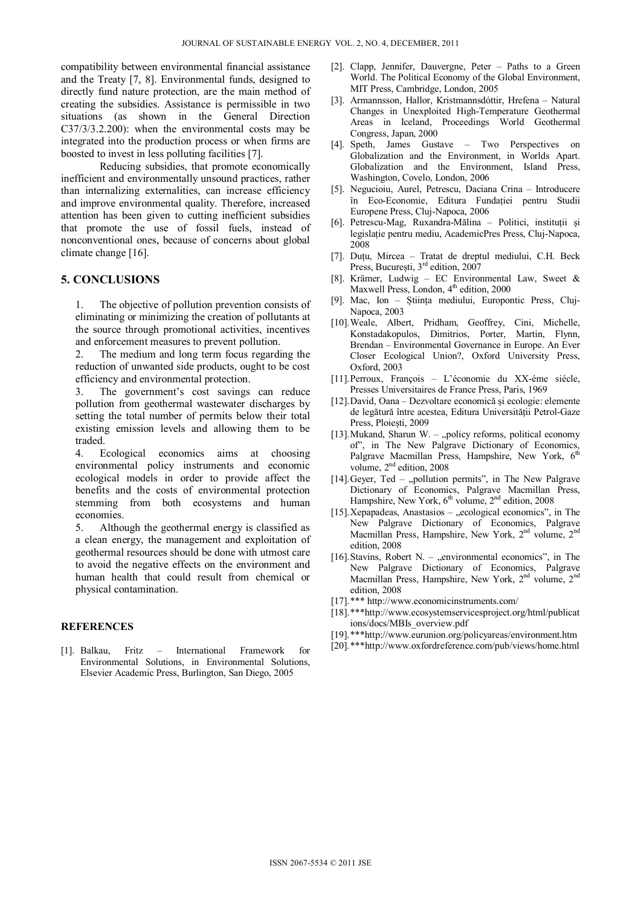compatibility between environmental financial assistance and the Treaty [7, 8]. Environmental funds, designed to directly fund nature protection, are the main method of creating the subsidies. Assistance is permissible in two situations (as shown in the General Direction C37/3/3.2.200): when the environmental costs may be integrated into the production process or when firms are boosted to invest in less polluting facilities [7].

Reducing subsidies, that promote economically inefficient and environmentally unsound practices, rather than internalizing externalities, can increase efficiency and improve environmental quality. Therefore, increased attention has been given to cutting inefficient subsidies that promote the use of fossil fuels, instead of nonconventional ones, because of concerns about global climate change [16].

## 5. CONCLUSIONS

1. The objective of pollution prevention consists of eliminating or minimizing the creation of pollutants at the source through promotional activities, incentives and enforcement measures to prevent pollution.
2. The medium and long term focus regarding the reduction of unwanted side products, ought to be cost efficiency and environmental protection.
3. The government's cost savings can reduce pollution from geothermal wastewater discharges by setting the total number of permits below their total existing emission levels and allowing them to be traded.
4. Ecological economics aims at choosing environmental policy instruments and economic ecological models in order to provide affect the benefits and the costs of environmental protection stemming from both ecosystems and human economies.
5. Although the geothermal energy is classified as a clean energy, the management and exploitation of geothermal resources should be done with utmost care to avoid the negative effects on the environment and human health that could result from chemical or physical contamination.

## REFERENCES

[1]. Balkau, Fritz – International Framework for Environmental Solutions, in Environmental Solutions, Elsevier Academic Press, Burlington, San Diego, 2005

[2]. Clapp, Jennifer, Dauvergne, Peter – Paths to a Green World. The Political Economy of the Global Environment, MIT Press, Cambridge, London, 2005

[3]. Armannsson, Hallor, Kristmannsdóttir, Hrefena – Natural Changes in Unexploited High-Temperature Geothermal Areas in Iceland, Proceedings World Geothermal Congress, Japan, 2000

[4]. Speth, James Gustave – Two Perspectives on Globalization and the Environment, in Worlds Apart. Globalization and the Environment, Island Press, Washington, Covelo, London, 2006

[5]. Negucioiu, Aurel, Petrescu, Daciana Crina – Introducere în Eco-Economie, Editura Fundației pentru Studii Europene Press, Cluj-Napoca, 2006

[6]. Petrescu-Mag, Ruxandra-Mălina – Politici, instituții și legislație pentru mediu, AcademicPres Press, Cluj-Napoca, 2008

[7]. Duțu, Mircea – Tratat de dreptul mediului, C.H. Beck Press, București, 3rd edition, 2007

[8]. Krämer, Ludwig – EC Environmental Law, Sweet & Maxwell Press, London, 4th edition, 2000

[9]. Mac, Ion – Știința mediului, Europontic Press, Cluj-Napoca, 2003

[10]. Weale, Albert, Pridham, Geoffrey, Cini, Michelle, Konstadakopulos, Dimitrios, Porter, Martin, Flynn, Brendan – Environmental Governance in Europe. An Ever Closer Ecological Union?, Oxford University Press, Oxford, 2003

[11]. Perroux, François – L'économie du XX-éme siécle, Presses Universitaires de France Press, Paris, 1969

[12]. David, Oana – Dezvoltare economică și ecologie: elemente de legătură între acestea, Editura Universității Petrol-Gaze Press, Ploiești, 2009

[13]. Mukand, Sharun W. – „policy reforms, political economy of", in The New Palgrave Dictionary of Economics, Palgrave Macmillan Press, Hampshire, New York, 6th volume, 2nd edition, 2008

[14]. Geyer, Ted – „pollution permits", in The New Palgrave Dictionary of Economics, Palgrave Macmillan Press, Hampshire, New York, 6th volume, 2nd edition, 2008

[15]. Xepapadeas, Anastasios – „ecological economics", in The New Palgrave Dictionary of Economics, Palgrave Macmillan Press, Hampshire, New York, 2nd volume, 2nd edition, 2008

[16]. Stavins, Robert N. – „environmental economics", in The New Palgrave Dictionary of Economics, Palgrave Macmillan Press, Hampshire, New York, 2nd volume, 2nd edition, 2008

[17]. *** http://www.economicinstruments.com/

[18]. ***http://www.ecosystemservicesproject.org/html/publications/docs/MBIs_overview.pdf

[19]. ***http://www.eurunion.org/policyareas/environment.htm

[20]. ***http://www.oxfordreference.com/pub/views/home.html